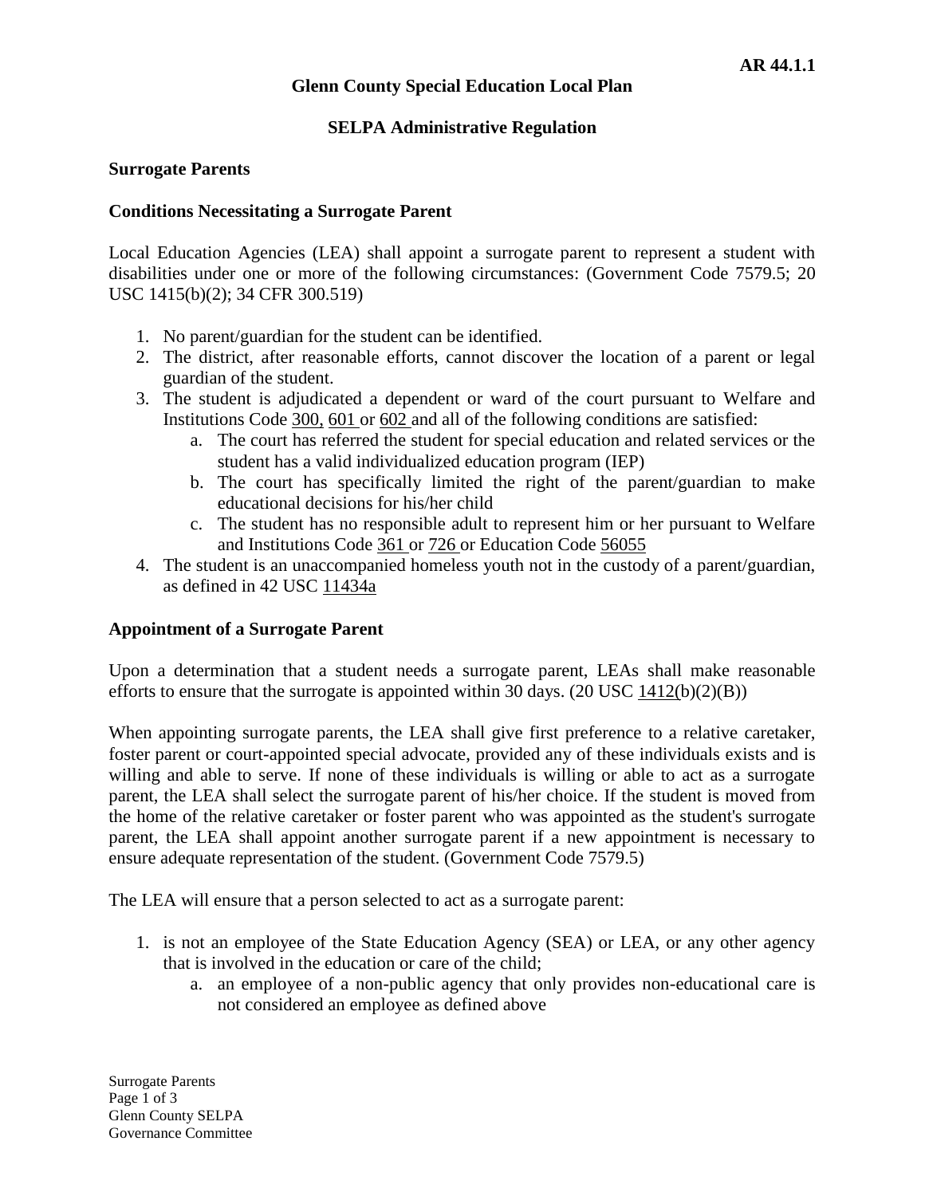**AR 44.1.1**

**Glenn County Special Education Local Plan**

**SELPA Administrative Regulation**

**Surrogate Parents**

**Conditions Necessitating a Surrogate Parent**

Local Education Agencies (LEA) shall appoint a surrogate parent to represent a student with disabilities under one or more of the following circumstances: (Government Code 7579.5; 20 USC 1415(b)(2); 34 CFR 300.519)

1. No parent/guardian for the student can be identified.
2. The district, after reasonable efforts, cannot discover the location of a parent or legal guardian of the student.
3. The student is adjudicated a dependent or ward of the court pursuant to Welfare and Institutions Code 300, 601 or 602 and all of the following conditions are satisfied:
   a. The court has referred the student for special education and related services or the student has a valid individualized education program (IEP)
   b. The court has specifically limited the right of the parent/guardian to make educational decisions for his/her child
   c. The student has no responsible adult to represent him or her pursuant to Welfare and Institutions Code 361 or 726 or Education Code 56055
4. The student is an unaccompanied homeless youth not in the custody of a parent/guardian, as defined in 42 USC 11434a

**Appointment of a Surrogate Parent**

Upon a determination that a student needs a surrogate parent, LEAs shall make reasonable efforts to ensure that the surrogate is appointed within 30 days. (20 USC 1412(b)(2)(B))

When appointing surrogate parents, the LEA shall give first preference to a relative caretaker, foster parent or court-appointed special advocate, provided any of these individuals exists and is willing and able to serve. If none of these individuals is willing or able to act as a surrogate parent, the LEA shall select the surrogate parent of his/her choice. If the student is moved from the home of the relative caretaker or foster parent who was appointed as the student's surrogate parent, the LEA shall appoint another surrogate parent if a new appointment is necessary to ensure adequate representation of the student. (Government Code 7579.5)

The LEA will ensure that a person selected to act as a surrogate parent:

1. is not an employee of the State Education Agency (SEA) or LEA, or any other agency that is involved in the education or care of the child;
   a. an employee of a non-public agency that only provides non-educational care is not considered an employee as defined above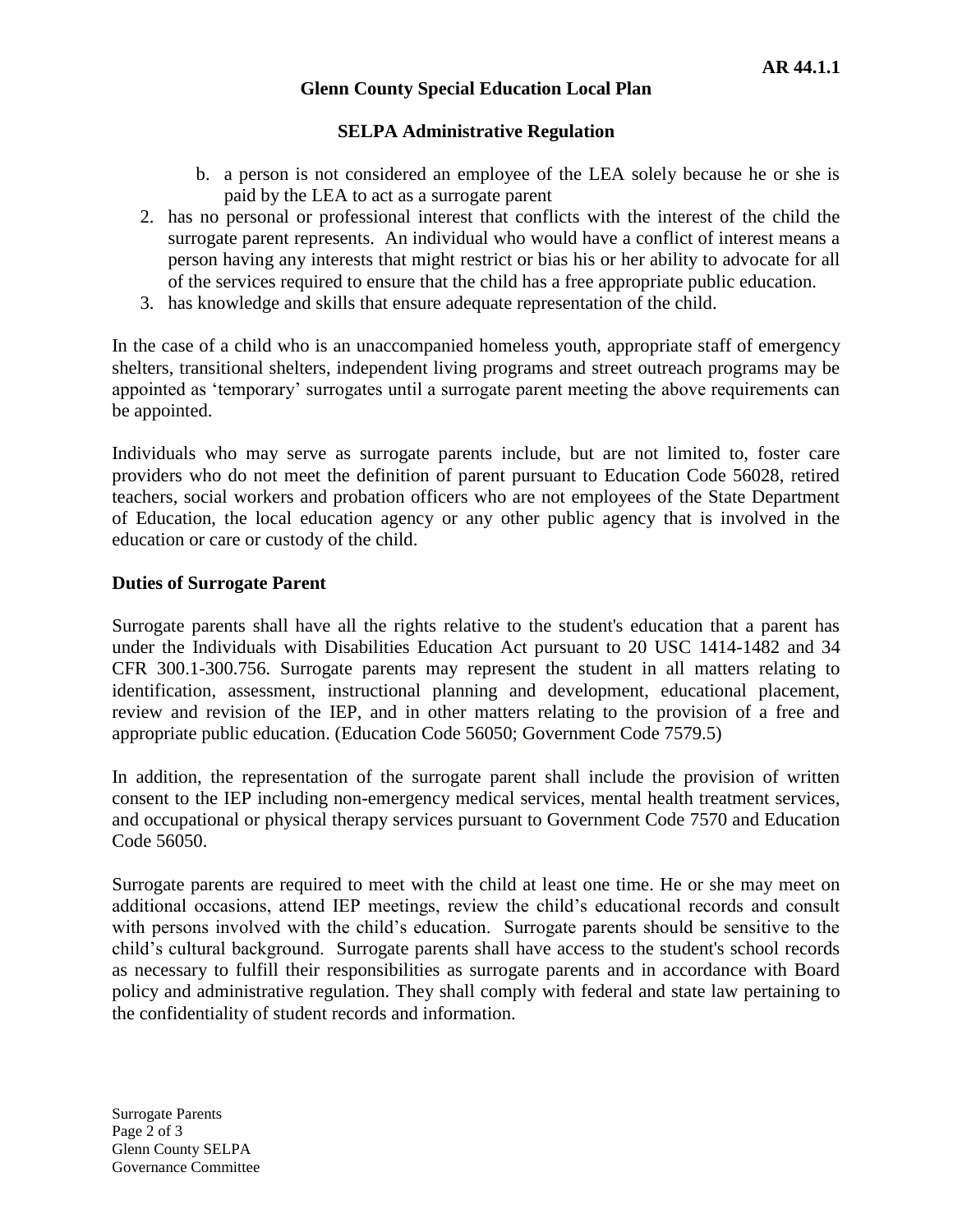b. a person is not considered an employee of the LEA solely because he or she is paid by the LEA to act as a surrogate parent

2. has no personal or professional interest that conflicts with the interest of the child the surrogate parent represents. An individual who would have a conflict of interest means a person having any interests that might restrict or bias his or her ability to advocate for all of the services required to ensure that the child has a free appropriate public education.
3. has knowledge and skills that ensure adequate representation of the child.

In the case of a child who is an unaccompanied homeless youth, appropriate staff of emergency shelters, transitional shelters, independent living programs and street outreach programs may be appointed as 'temporary' surrogates until a surrogate parent meeting the above requirements can be appointed.

Individuals who may serve as surrogate parents include, but are not limited to, foster care providers who do not meet the definition of parent pursuant to Education Code 56028, retired teachers, social workers and probation officers who are not employees of the State Department of Education, the local education agency or any other public agency that is involved in the education or care or custody of the child.

**Duties of Surrogate Parent**

Surrogate parents shall have all the rights relative to the student's education that a parent has under the Individuals with Disabilities Education Act pursuant to 20 USC 1414-1482 and 34 CFR 300.1-300.756. Surrogate parents may represent the student in all matters relating to identification, assessment, instructional planning and development, educational placement, review and revision of the IEP, and in other matters relating to the provision of a free and appropriate public education. (Education Code 56050; Government Code 7579.5)

In addition, the representation of the surrogate parent shall include the provision of written consent to the IEP including non-emergency medical services, mental health treatment services, and occupational or physical therapy services pursuant to Government Code 7570 and Education Code 56050.

Surrogate parents are required to meet with the child at least one time. He or she may meet on additional occasions, attend IEP meetings, review the child's educational records and consult with persons involved with the child's education. Surrogate parents should be sensitive to the child's cultural background. Surrogate parents shall have access to the student's school records as necessary to fulfill their responsibilities as surrogate parents and in accordance with Board policy and administrative regulation. They shall comply with federal and state law pertaining to the confidentiality of student records and information.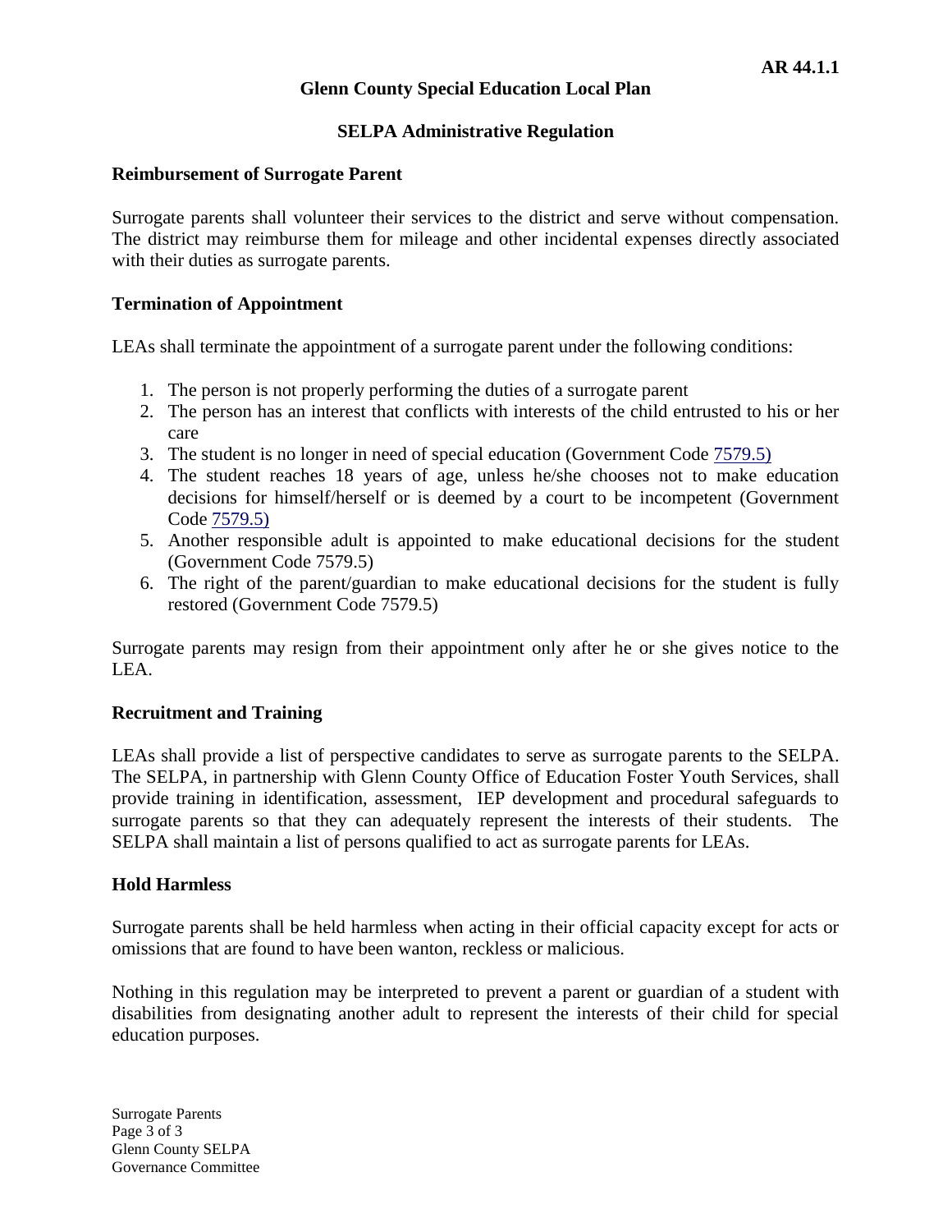## Reimbursement of Surrogate Parent

Surrogate parents shall volunteer their services to the district and serve without compensation. The district may reimburse them for mileage and other incidental expenses directly associated with their duties as surrogate parents.

## Termination of Appointment

LEAs shall terminate the appointment of a surrogate parent under the following conditions:

1. The person is not properly performing the duties of a surrogate parent
2. The person has an interest that conflicts with interests of the child entrusted to his or her care
3. The student is no longer in need of special education (Government Code 7579.5)
4. The student reaches 18 years of age, unless he/she chooses not to make education decisions for himself/herself or is deemed by a court to be incompetent (Government Code 7579.5)
5. Another responsible adult is appointed to make educational decisions for the student (Government Code 7579.5)
6. The right of the parent/guardian to make educational decisions for the student is fully restored (Government Code 7579.5)

Surrogate parents may resign from their appointment only after he or she gives notice to the LEA.

## Recruitment and Training

LEAs shall provide a list of perspective candidates to serve as surrogate parents to the SELPA. The SELPA, in partnership with Glenn County Office of Education Foster Youth Services, shall provide training in identification, assessment, IEP development and procedural safeguards to surrogate parents so that they can adequately represent the interests of their students. The SELPA shall maintain a list of persons qualified to act as surrogate parents for LEAs.

## Hold Harmless

Surrogate parents shall be held harmless when acting in their official capacity except for acts or omissions that are found to have been wanton, reckless or malicious.

Nothing in this regulation may be interpreted to prevent a parent or guardian of a student with disabilities from designating another adult to represent the interests of their child for special education purposes.